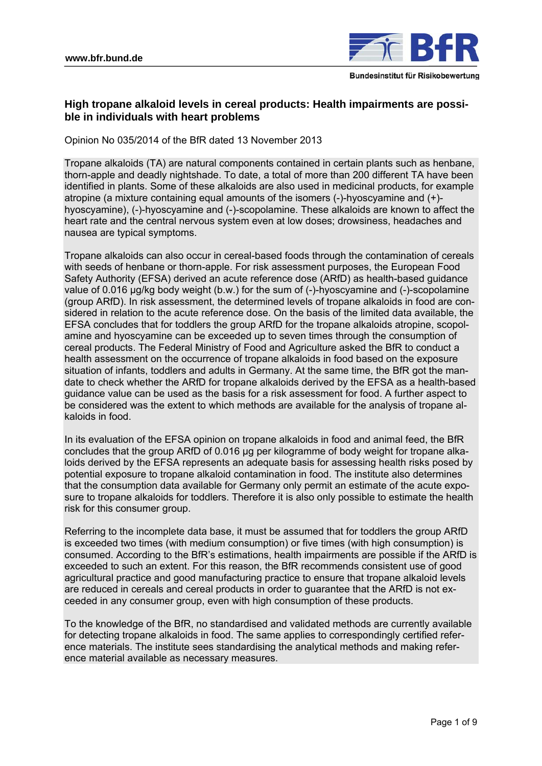## High tropane alkaloid levels in cereal products: Health impairments are possible in individuals with heart problems

Opinion No 035/2014 of the BfR dated 13 November 2013

Tropane alkaloids (TA) are natural components contained in certain plants such as henbane, thorn-apple and deadly nightshade. To date, a total of more than 200 different TA have been identified in plants. Some of these alkaloids are also used in medicinal products, for example atropine (a mixture containing equal amounts of the isomers (-)-hyoscyamine and (+)-hyoscyamine), (-)-hyoscyamine and (-)-scopolamine. These alkaloids are known to affect the heart rate and the central nervous system even at low doses; drowsiness, headaches and nausea are typical symptoms.

Tropane alkaloids can also occur in cereal-based foods through the contamination of cereals with seeds of henbane or thorn-apple. For risk assessment purposes, the European Food Safety Authority (EFSA) derived an acute reference dose (ARfD) as health-based guidance value of 0.016 µg/kg body weight (b.w.) for the sum of (-)-hyoscyamine and (-)-scopolamine (group ARfD). In risk assessment, the determined levels of tropane alkaloids in food are considered in relation to the acute reference dose. On the basis of the limited data available, the EFSA concludes that for toddlers the group ARfD for the tropane alkaloids atropine, scopolamine and hyoscyamine can be exceeded up to seven times through the consumption of cereal products. The Federal Ministry of Food and Agriculture asked the BfR to conduct a health assessment on the occurrence of tropane alkaloids in food based on the exposure situation of infants, toddlers and adults in Germany. At the same time, the BfR got the mandate to check whether the ARfD for tropane alkaloids derived by the EFSA as a health-based guidance value can be used as the basis for a risk assessment for food. A further aspect to be considered was the extent to which methods are available for the analysis of tropane alkaloids in food.

In its evaluation of the EFSA opinion on tropane alkaloids in food and animal feed, the BfR concludes that the group ARfD of 0.016 µg per kilogramme of body weight for tropane alkaloids derived by the EFSA represents an adequate basis for assessing health risks posed by potential exposure to tropane alkaloid contamination in food. The institute also determines that the consumption data available for Germany only permit an estimate of the acute exposure to tropane alkaloids for toddlers. Therefore it is also only possible to estimate the health risk for this consumer group.

Referring to the incomplete data base, it must be assumed that for toddlers the group ARfD is exceeded two times (with medium consumption) or five times (with high consumption) is consumed. According to the BfR's estimations, health impairments are possible if the ARfD is exceeded to such an extent. For this reason, the BfR recommends consistent use of good agricultural practice and good manufacturing practice to ensure that tropane alkaloid levels are reduced in cereals and cereal products in order to guarantee that the ARfD is not exceeded in any consumer group, even with high consumption of these products.

To the knowledge of the BfR, no standardised and validated methods are currently available for detecting tropane alkaloids in food. The same applies to correspondingly certified reference materials. The institute sees standardising the analytical methods and making reference material available as necessary measures.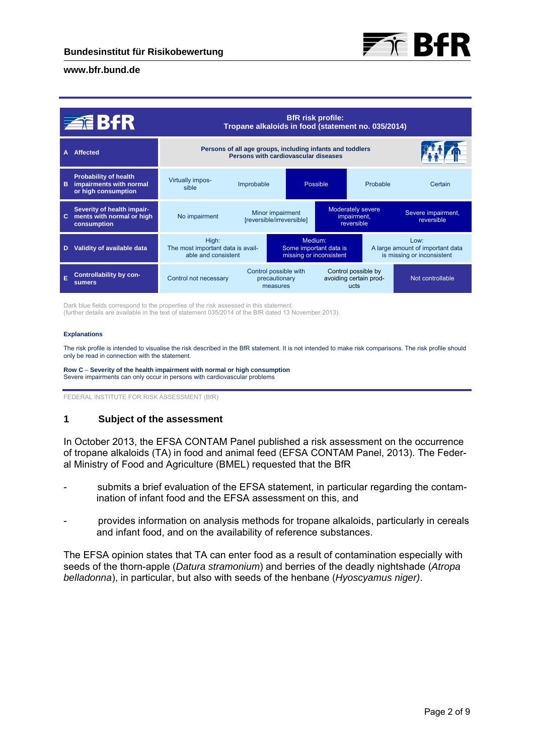| **BfR** | **BfR risk profile: Tropane alkaloids in food (statement no. 035/2014)** | | | | |
|---|---|---|---|---|---|
| **A Affected** | **Persons of all age groups, including infants and toddlers Persons with cardiovascular diseases** | | | | |
| **B Probability of health impairments with normal or high consumption** | Virtually impossible | Improbable | Possible | Probable | Certain |
| **C Severity of health impairments with normal or high consumption** | No impairment | Minor impairment [reversible/irreversible] | Moderately severe impairment, reversible | Severe impairment, reversible | |
| **D Validity of available data** | High: The most important data is available and consistent | Medium: Some important data is missing or inconsistent | Low: A large amount of important data is missing or inconsistent | | |
| **E Controllability by consumers** | Control not necessary | Control possible with precautionary measures | Control possible by avoiding certain products | Not controllable | |

Dark blue fields correspond to the properties of the risk assessed in this statement
(further details are available in the text of statement 035/2014 of the BfR dated 13 November 2013).

**Explanations**

The risk profile is intended to visualise the risk described in the BfR statement. It is not intended to make risk comparisons. The risk profile should only be read in connection with the statement.

**Row C – Severity of the health impairment with normal or high consumption**
Severe impairments can only occur in persons with cardiovascular problems

FEDERAL INSTITUTE FOR RISK ASSESSMENT (BfR)

## 1 Subject of the assessment

In October 2013, the EFSA CONTAM Panel published a risk assessment on the occurrence of tropane alkaloids (TA) in food and animal feed (EFSA CONTAM Panel, 2013). The Federal Ministry of Food and Agriculture (BMEL) requested that the BfR

- submits a brief evaluation of the EFSA statement, in particular regarding the contamination of infant food and the EFSA assessment on this, and
- provides information on analysis methods for tropane alkaloids, particularly in cereals and infant food, and on the availability of reference substances.

The EFSA opinion states that TA can enter food as a result of contamination especially with seeds of the thorn-apple (*Datura stramonium*) and berries of the deadly nightshade (*Atropa belladonna*), in particular, but also with seeds of the henbane (*Hyoscyamus niger)*.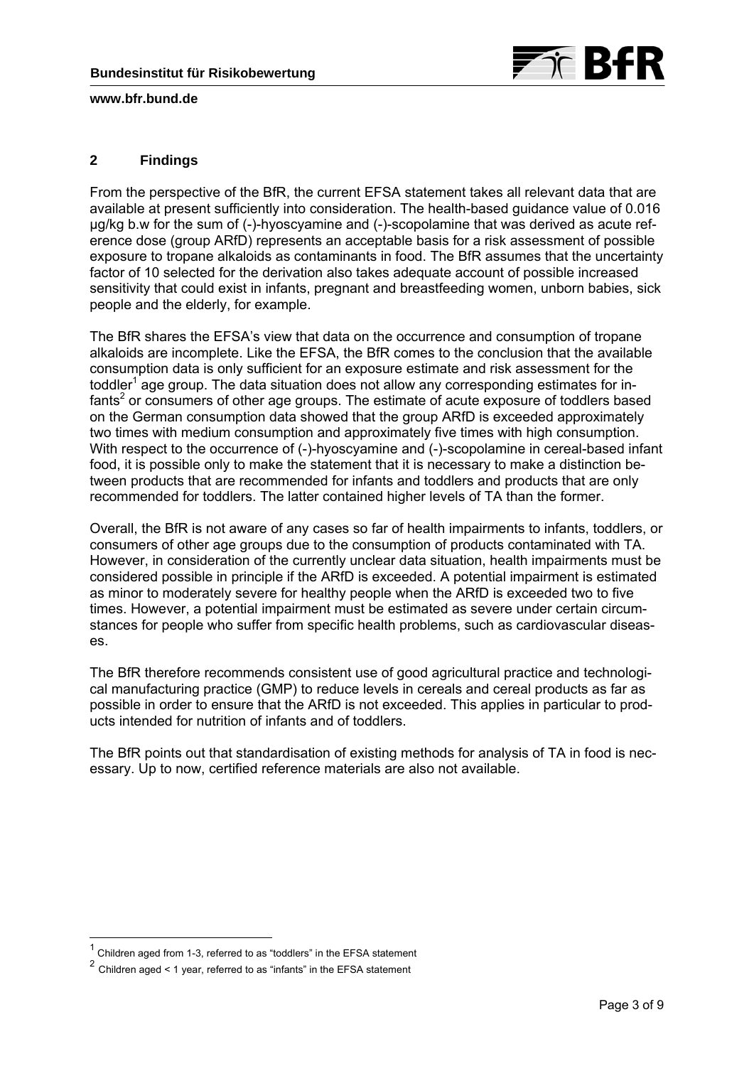## 2 Findings

From the perspective of the BfR, the current EFSA statement takes all relevant data that are available at present sufficiently into consideration. The health-based guidance value of 0.016 µg/kg b.w for the sum of (-)-hyoscyamine and (-)-scopolamine that was derived as acute reference dose (group ARfD) represents an acceptable basis for a risk assessment of possible exposure to tropane alkaloids as contaminants in food. The BfR assumes that the uncertainty factor of 10 selected for the derivation also takes adequate account of possible increased sensitivity that could exist in infants, pregnant and breastfeeding women, unborn babies, sick people and the elderly, for example.

The BfR shares the EFSA's view that data on the occurrence and consumption of tropane alkaloids are incomplete. Like the EFSA, the BfR comes to the conclusion that the available consumption data is only sufficient for an exposure estimate and risk assessment for the toddler[1] age group. The data situation does not allow any corresponding estimates for infants[2] or consumers of other age groups. The estimate of acute exposure of toddlers based on the German consumption data showed that the group ARfD is exceeded approximately two times with medium consumption and approximately five times with high consumption. With respect to the occurrence of (-)-hyoscyamine and (-)-scopolamine in cereal-based infant food, it is possible only to make the statement that it is necessary to make a distinction between products that are recommended for infants and toddlers and products that are only recommended for toddlers. The latter contained higher levels of TA than the former.

Overall, the BfR is not aware of any cases so far of health impairments to infants, toddlers, or consumers of other age groups due to the consumption of products contaminated with TA. However, in consideration of the currently unclear data situation, health impairments must be considered possible in principle if the ARfD is exceeded. A potential impairment is estimated as minor to moderately severe for healthy people when the ARfD is exceeded two to five times. However, a potential impairment must be estimated as severe under certain circumstances for people who suffer from specific health problems, such as cardiovascular diseases.

The BfR therefore recommends consistent use of good agricultural practice and technological manufacturing practice (GMP) to reduce levels in cereals and cereal products as far as possible in order to ensure that the ARfD is not exceeded. This applies in particular to products intended for nutrition of infants and of toddlers.

The BfR points out that standardisation of existing methods for analysis of TA in food is necessary. Up to now, certified reference materials are also not available.

[1] Children aged from 1-3, referred to as "toddlers" in the EFSA statement

[2] Children aged < 1 year, referred to as "infants" in the EFSA statement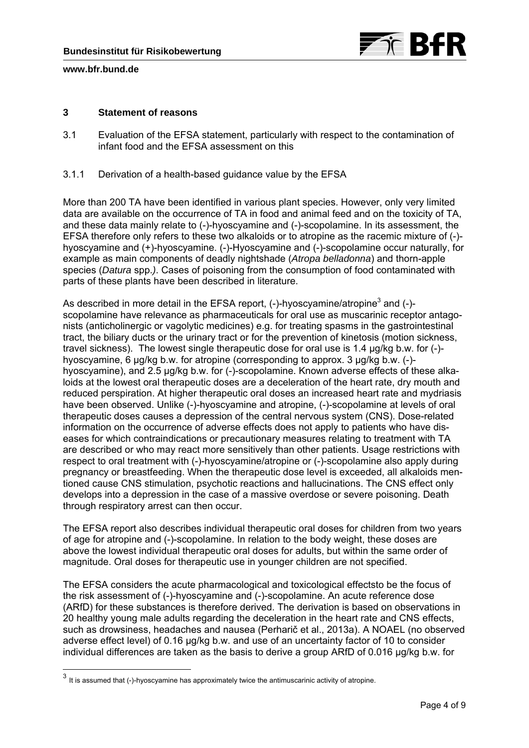## 3 Statement of reasons

### 3.1 Evaluation of the EFSA statement, particularly with respect to the contamination of infant food and the EFSA assessment on this

#### 3.1.1 Derivation of a health-based guidance value by the EFSA

More than 200 TA have been identified in various plant species. However, only very limited data are available on the occurrence of TA in food and animal feed and on the toxicity of TA, and these data mainly relate to (-)-hyoscyamine and (-)-scopolamine. In its assessment, the EFSA therefore only refers to these two alkaloids or to atropine as the racemic mixture of (-)-hyoscyamine and (+)-hyoscyamine. (-)-Hyoscyamine and (-)-scopolamine occur naturally, for example as main components of deadly nightshade (*Atropa belladonna*) and thorn-apple species (*Datura* spp.*)*. Cases of poisoning from the consumption of food contaminated with parts of these plants have been described in literature.

As described in more detail in the EFSA report, (-)-hyoscyamine/atropine[3] and (-)-scopolamine have relevance as pharmaceuticals for oral use as muscarinic receptor antagonists (anticholinergic or vagolytic medicines) e.g. for treating spasms in the gastrointestinal tract, the biliary ducts or the urinary tract or for the prevention of kinetosis (motion sickness, travel sickness). The lowest single therapeutic dose for oral use is 1.4 µg/kg b.w. for (-)-hyoscyamine, 6 µg/kg b.w. for atropine (corresponding to approx. 3 µg/kg b.w. (-)-hyoscyamine), and 2.5 µg/kg b.w. for (-)-scopolamine. Known adverse effects of these alkaloids at the lowest oral therapeutic doses are a deceleration of the heart rate, dry mouth and reduced perspiration. At higher therapeutic oral doses an increased heart rate and mydriasis have been observed. Unlike (-)-hyoscyamine and atropine, (-)-scopolamine at levels of oral therapeutic doses causes a depression of the central nervous system (CNS). Dose-related information on the occurrence of adverse effects does not apply to patients who have diseases for which contraindications or precautionary measures relating to treatment with TA are described or who may react more sensitively than other patients. Usage restrictions with respect to oral treatment with (-)-hyoscyamine/atropine or (-)-scopolamine also apply during pregnancy or breastfeeding. When the therapeutic dose level is exceeded, all alkaloids mentioned cause CNS stimulation, psychotic reactions and hallucinations. The CNS effect only develops into a depression in the case of a massive overdose or severe poisoning. Death through respiratory arrest can then occur.

The EFSA report also describes individual therapeutic oral doses for children from two years of age for atropine and (-)-scopolamine. In relation to the body weight, these doses are above the lowest individual therapeutic oral doses for adults, but within the same order of magnitude. Oral doses for therapeutic use in younger children are not specified.

The EFSA considers the acute pharmacological and toxicological effectsto be the focus of the risk assessment of (-)-hyoscyamine and (-)-scopolamine. An acute reference dose (ARfD) for these substances is therefore derived. The derivation is based on observations in 20 healthy young male adults regarding the deceleration in the heart rate and CNS effects, such as drowsiness, headaches and nausea (Perharič et al., 2013a). A NOAEL (no observed adverse effect level) of 0.16 µg/kg b.w. and use of an uncertainty factor of 10 to consider individual differences are taken as the basis to derive a group ARfD of 0.016 µg/kg b.w. for

[3] It is assumed that (-)-hyoscyamine has approximately twice the antimuscarinic activity of atropine.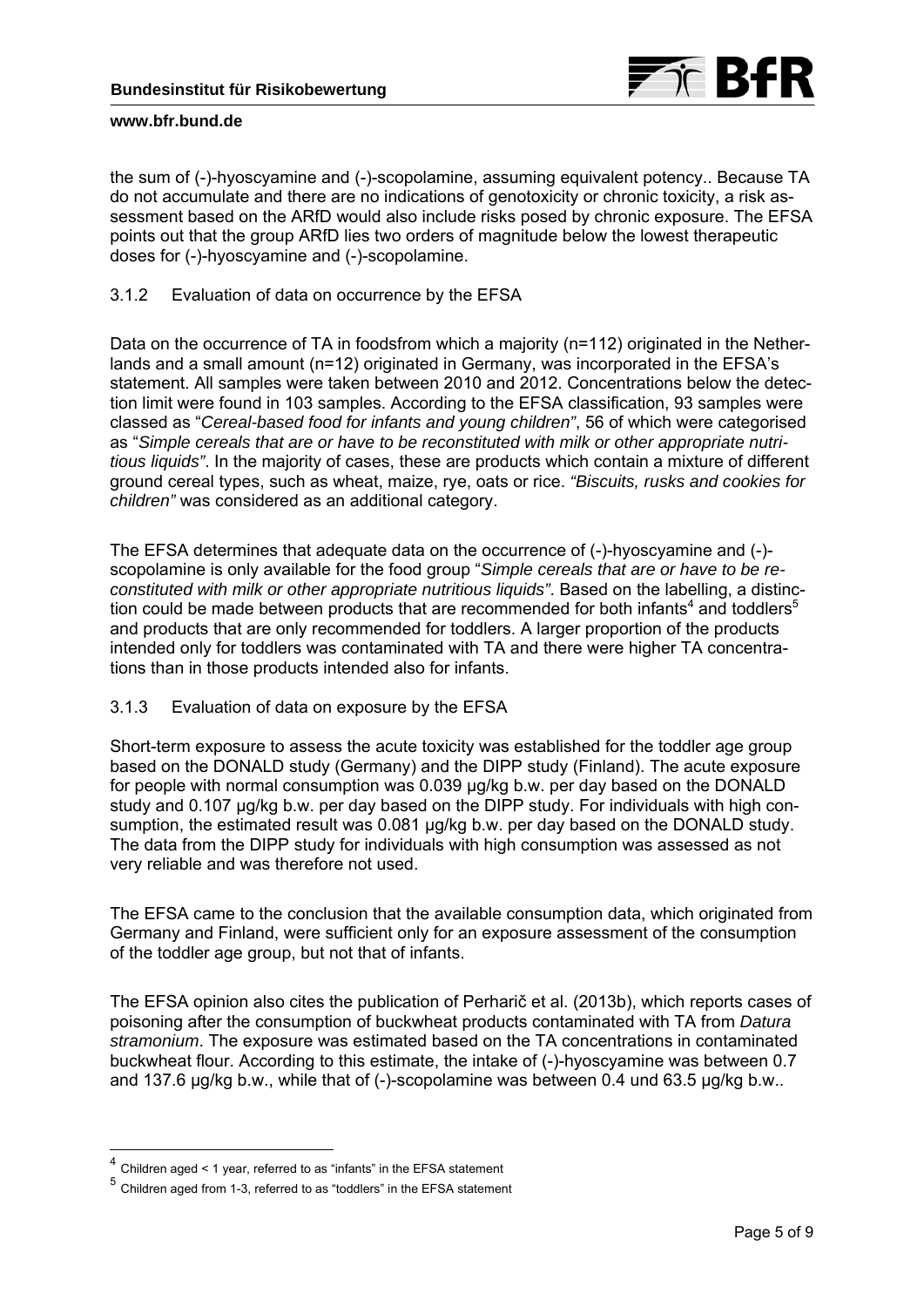the sum of (-)-hyoscyamine and (-)-scopolamine, assuming equivalent potency.. Because TA do not accumulate and there are no indications of genotoxicity or chronic toxicity, a risk assessment based on the ARfD would also include risks posed by chronic exposure. The EFSA points out that the group ARfD lies two orders of magnitude below the lowest therapeutic doses for (-)-hyoscyamine and (-)-scopolamine.

### 3.1.2 Evaluation of data on occurrence by the EFSA

Data on the occurrence of TA in foodsfrom which a majority (n=112) originated in the Netherlands and a small amount (n=12) originated in Germany, was incorporated in the EFSA's statement. All samples were taken between 2010 and 2012. Concentrations below the detection limit were found in 103 samples. According to the EFSA classification, 93 samples were classed as "*Cereal-based food for infants and young children"*, 56 of which were categorised as "*Simple cereals that are or have to be reconstituted with milk or other appropriate nutritious liquids"*. In the majority of cases, these are products which contain a mixture of different ground cereal types, such as wheat, maize, rye, oats or rice. *"Biscuits, rusks and cookies for children"* was considered as an additional category.

The EFSA determines that adequate data on the occurrence of (-)-hyoscyamine and (-)-scopolamine is only available for the food group "*Simple cereals that are or have to be reconstituted with milk or other appropriate nutritious liquids"*. Based on the labelling, a distinction could be made between products that are recommended for both infants[4] and toddlers[5] and products that are only recommended for toddlers. A larger proportion of the products intended only for toddlers was contaminated with TA and there were higher TA concentrations than in those products intended also for infants.

### 3.1.3 Evaluation of data on exposure by the EFSA

Short-term exposure to assess the acute toxicity was established for the toddler age group based on the DONALD study (Germany) and the DIPP study (Finland). The acute exposure for people with normal consumption was 0.039 µg/kg b.w. per day based on the DONALD study and 0.107 µg/kg b.w. per day based on the DIPP study. For individuals with high consumption, the estimated result was 0.081 µg/kg b.w. per day based on the DONALD study. The data from the DIPP study for individuals with high consumption was assessed as not very reliable and was therefore not used.

The EFSA came to the conclusion that the available consumption data, which originated from Germany and Finland, were sufficient only for an exposure assessment of the consumption of the toddler age group, but not that of infants.

The EFSA opinion also cites the publication of Perharič et al. (2013b), which reports cases of poisoning after the consumption of buckwheat products contaminated with TA from *Datura stramonium*. The exposure was estimated based on the TA concentrations in contaminated buckwheat flour. According to this estimate, the intake of (-)-hyoscyamine was between 0.7 and 137.6 µg/kg b.w., while that of (-)-scopolamine was between 0.4 und 63.5 µg/kg b.w..

---

[4] Children aged < 1 year, referred to as "infants" in the EFSA statement

[5] Children aged from 1-3, referred to as "toddlers" in the EFSA statement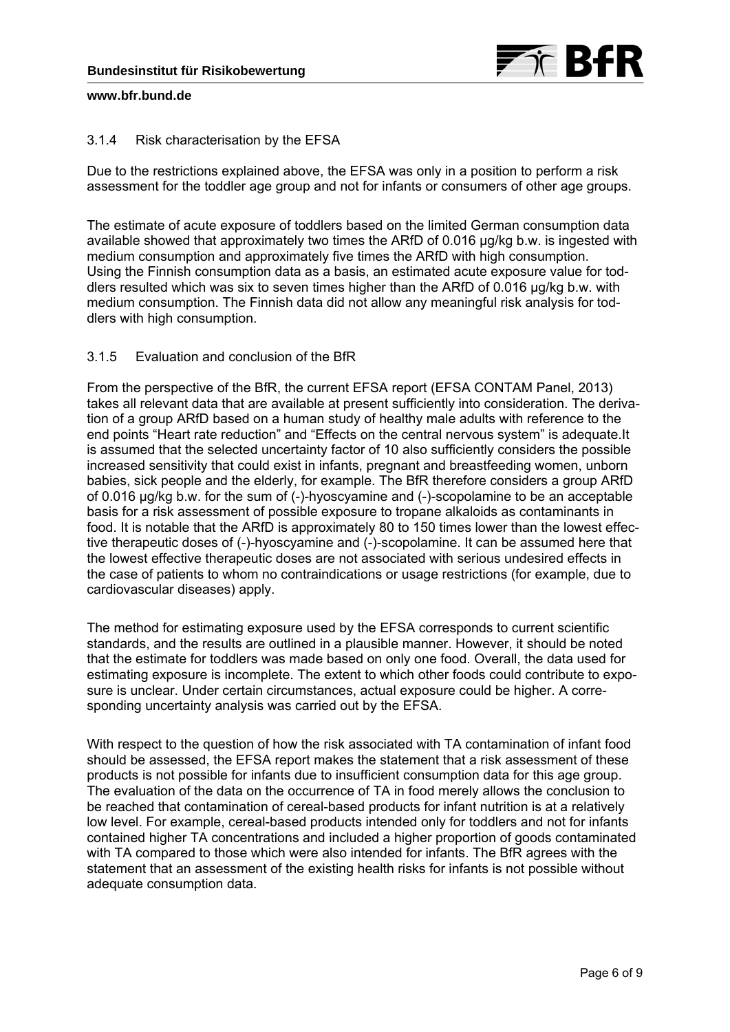### 3.1.4 Risk characterisation by the EFSA

Due to the restrictions explained above, the EFSA was only in a position to perform a risk assessment for the toddler age group and not for infants or consumers of other age groups.

The estimate of acute exposure of toddlers based on the limited German consumption data available showed that approximately two times the ARfD of 0.016 µg/kg b.w. is ingested with medium consumption and approximately five times the ARfD with high consumption. Using the Finnish consumption data as a basis, an estimated acute exposure value for toddlers resulted which was six to seven times higher than the ARfD of 0.016 µg/kg b.w. with medium consumption. The Finnish data did not allow any meaningful risk analysis for toddlers with high consumption.

### 3.1.5 Evaluation and conclusion of the BfR

From the perspective of the BfR, the current EFSA report (EFSA CONTAM Panel, 2013) takes all relevant data that are available at present sufficiently into consideration. The derivation of a group ARfD based on a human study of healthy male adults with reference to the end points "Heart rate reduction" and "Effects on the central nervous system" is adequate.It is assumed that the selected uncertainty factor of 10 also sufficiently considers the possible increased sensitivity that could exist in infants, pregnant and breastfeeding women, unborn babies, sick people and the elderly, for example. The BfR therefore considers a group ARfD of 0.016 µg/kg b.w. for the sum of (-)-hyoscyamine and (-)-scopolamine to be an acceptable basis for a risk assessment of possible exposure to tropane alkaloids as contaminants in food. It is notable that the ARfD is approximately 80 to 150 times lower than the lowest effective therapeutic doses of (-)-hyoscyamine and (-)-scopolamine. It can be assumed here that the lowest effective therapeutic doses are not associated with serious undesired effects in the case of patients to whom no contraindications or usage restrictions (for example, due to cardiovascular diseases) apply.

The method for estimating exposure used by the EFSA corresponds to current scientific standards, and the results are outlined in a plausible manner. However, it should be noted that the estimate for toddlers was made based on only one food. Overall, the data used for estimating exposure is incomplete. The extent to which other foods could contribute to exposure is unclear. Under certain circumstances, actual exposure could be higher. A corresponding uncertainty analysis was carried out by the EFSA.

With respect to the question of how the risk associated with TA contamination of infant food should be assessed, the EFSA report makes the statement that a risk assessment of these products is not possible for infants due to insufficient consumption data for this age group. The evaluation of the data on the occurrence of TA in food merely allows the conclusion to be reached that contamination of cereal-based products for infant nutrition is at a relatively low level. For example, cereal-based products intended only for toddlers and not for infants contained higher TA concentrations and included a higher proportion of goods contaminated with TA compared to those which were also intended for infants. The BfR agrees with the statement that an assessment of the existing health risks for infants is not possible without adequate consumption data.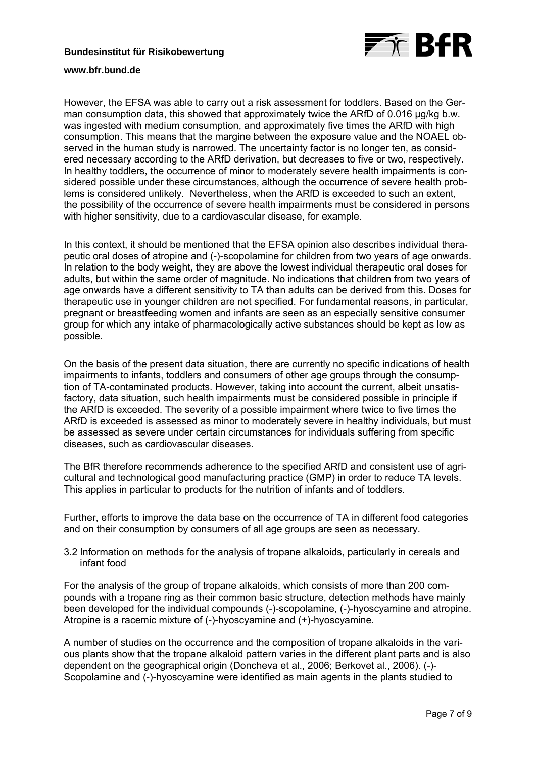However, the EFSA was able to carry out a risk assessment for toddlers. Based on the German consumption data, this showed that approximately twice the ARfD of 0.016 µg/kg b.w. was ingested with medium consumption, and approximately five times the ARfD with high consumption. This means that the margine between the exposure value and the NOAEL observed in the human study is narrowed. The uncertainty factor is no longer ten, as considered necessary according to the ARfD derivation, but decreases to five or two, respectively. In healthy toddlers, the occurrence of minor to moderately severe health impairments is considered possible under these circumstances, although the occurrence of severe health problems is considered unlikely. Nevertheless, when the ARfD is exceeded to such an extent, the possibility of the occurrence of severe health impairments must be considered in persons with higher sensitivity, due to a cardiovascular disease, for example.

In this context, it should be mentioned that the EFSA opinion also describes individual therapeutic oral doses of atropine and (-)-scopolamine for children from two years of age onwards. In relation to the body weight, they are above the lowest individual therapeutic oral doses for adults, but within the same order of magnitude. No indications that children from two years of age onwards have a different sensitivity to TA than adults can be derived from this. Doses for therapeutic use in younger children are not specified. For fundamental reasons, in particular, pregnant or breastfeeding women and infants are seen as an especially sensitive consumer group for which any intake of pharmacologically active substances should be kept as low as possible.

On the basis of the present data situation, there are currently no specific indications of health impairments to infants, toddlers and consumers of other age groups through the consumption of TA-contaminated products. However, taking into account the current, albeit unsatisfactory, data situation, such health impairments must be considered possible in principle if the ARfD is exceeded. The severity of a possible impairment where twice to five times the ARfD is exceeded is assessed as minor to moderately severe in healthy individuals, but must be assessed as severe under certain circumstances for individuals suffering from specific diseases, such as cardiovascular diseases.

The BfR therefore recommends adherence to the specified ARfD and consistent use of agricultural and technological good manufacturing practice (GMP) in order to reduce TA levels. This applies in particular to products for the nutrition of infants and of toddlers.

Further, efforts to improve the data base on the occurrence of TA in different food categories and on their consumption by consumers of all age groups are seen as necessary.

3.2 Information on methods for the analysis of tropane alkaloids, particularly in cereals and infant food

For the analysis of the group of tropane alkaloids, which consists of more than 200 compounds with a tropane ring as their common basic structure, detection methods have mainly been developed for the individual compounds (-)-scopolamine, (-)-hyoscyamine and atropine. Atropine is a racemic mixture of (-)-hyoscyamine and (+)-hyoscyamine.

A number of studies on the occurrence and the composition of tropane alkaloids in the various plants show that the tropane alkaloid pattern varies in the different plant parts and is also dependent on the geographical origin (Doncheva et al., 2006; Berkovet al., 2006). (-)-Scopolamine and (-)-hyoscyamine were identified as main agents in the plants studied to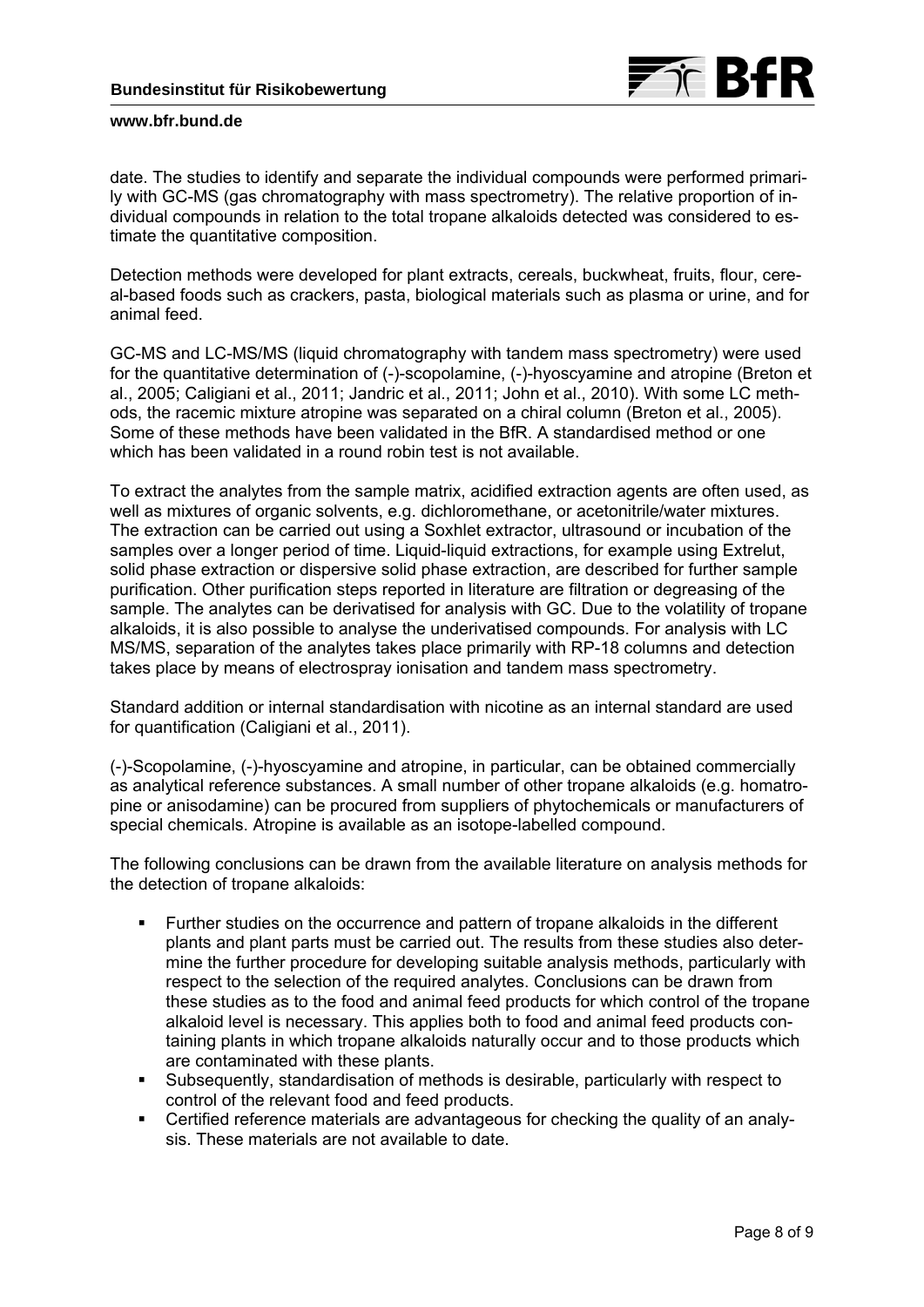date. The studies to identify and separate the individual compounds were performed primarily with GC-MS (gas chromatography with mass spectrometry). The relative proportion of individual compounds in relation to the total tropane alkaloids detected was considered to estimate the quantitative composition.

Detection methods were developed for plant extracts, cereals, buckwheat, fruits, flour, cereal-based foods such as crackers, pasta, biological materials such as plasma or urine, and for animal feed.

GC-MS and LC-MS/MS (liquid chromatography with tandem mass spectrometry) were used for the quantitative determination of (-)-scopolamine, (-)-hyoscyamine and atropine (Breton et al., 2005; Caligiani et al., 2011; Jandric et al., 2011; John et al., 2010). With some LC methods, the racemic mixture atropine was separated on a chiral column (Breton et al., 2005). Some of these methods have been validated in the BfR. A standardised method or one which has been validated in a round robin test is not available.

To extract the analytes from the sample matrix, acidified extraction agents are often used, as well as mixtures of organic solvents, e.g. dichloromethane, or acetonitrile/water mixtures. The extraction can be carried out using a Soxhlet extractor, ultrasound or incubation of the samples over a longer period of time. Liquid-liquid extractions, for example using Extrelut, solid phase extraction or dispersive solid phase extraction, are described for further sample purification. Other purification steps reported in literature are filtration or degreasing of the sample. The analytes can be derivatised for analysis with GC. Due to the volatility of tropane alkaloids, it is also possible to analyse the underivatised compounds. For analysis with LC MS/MS, separation of the analytes takes place primarily with RP-18 columns and detection takes place by means of electrospray ionisation and tandem mass spectrometry.

Standard addition or internal standardisation with nicotine as an internal standard are used for quantification (Caligiani et al., 2011).

(-)-Scopolamine, (-)-hyoscyamine and atropine, in particular, can be obtained commercially as analytical reference substances. A small number of other tropane alkaloids (e.g. homatropine or anisodamine) can be procured from suppliers of phytochemicals or manufacturers of special chemicals. Atropine is available as an isotope-labelled compound.

The following conclusions can be drawn from the available literature on analysis methods for the detection of tropane alkaloids:

- Further studies on the occurrence and pattern of tropane alkaloids in the different plants and plant parts must be carried out. The results from these studies also determine the further procedure for developing suitable analysis methods, particularly with respect to the selection of the required analytes. Conclusions can be drawn from these studies as to the food and animal feed products for which control of the tropane alkaloid level is necessary. This applies both to food and animal feed products containing plants in which tropane alkaloids naturally occur and to those products which are contaminated with these plants.
- Subsequently, standardisation of methods is desirable, particularly with respect to control of the relevant food and feed products.
- Certified reference materials are advantageous for checking the quality of an analysis. These materials are not available to date.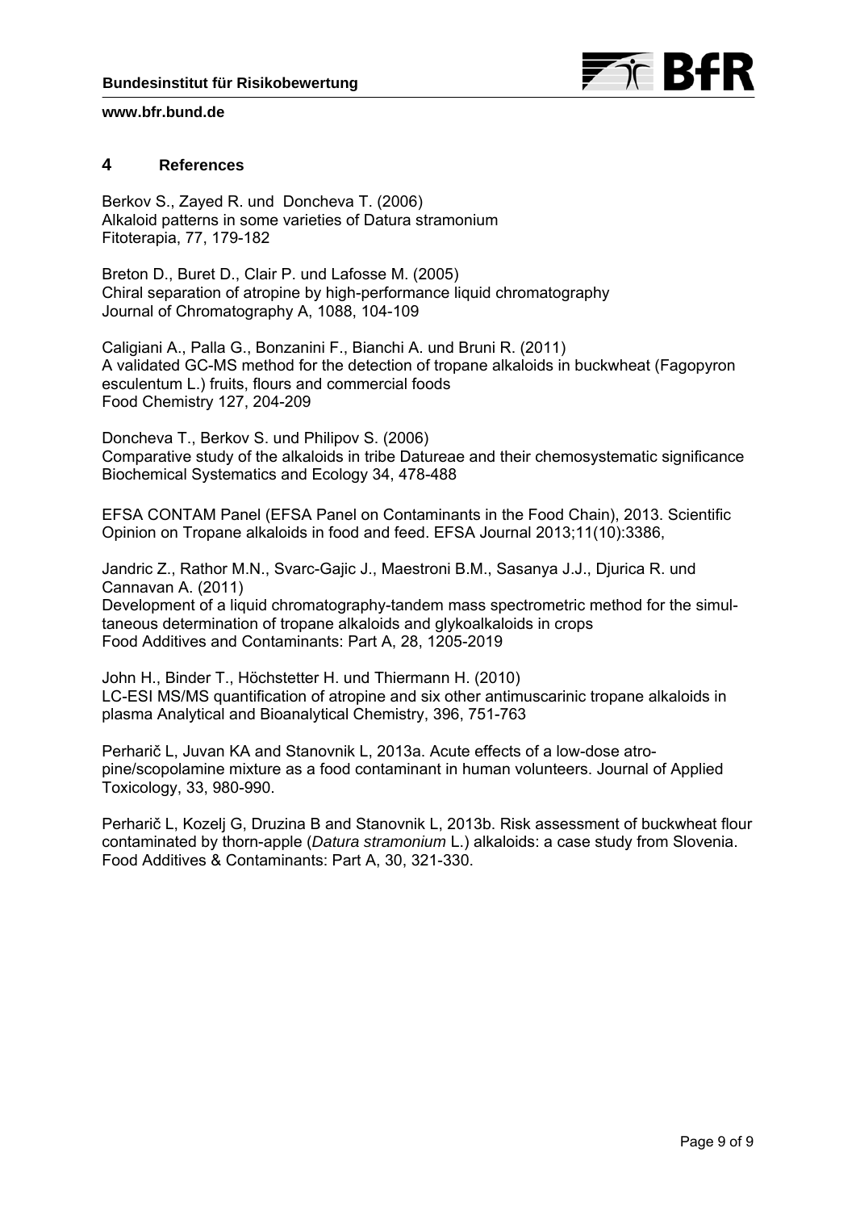## 4 References

Berkov S., Zayed R. und Doncheva T. (2006)
Alkaloid patterns in some varieties of Datura stramonium
Fitoterapia, 77, 179-182

Breton D., Buret D., Clair P. und Lafosse M. (2005)
Chiral separation of atropine by high-performance liquid chromatography
Journal of Chromatography A, 1088, 104-109

Caligiani A., Palla G., Bonzanini F., Bianchi A. und Bruni R. (2011)
A validated GC-MS method for the detection of tropane alkaloids in buckwheat (Fagopyron esculentum L.) fruits, flours and commercial foods
Food Chemistry 127, 204-209

Doncheva T., Berkov S. und Philipov S. (2006)
Comparative study of the alkaloids in tribe Datureae and their chemosystematic significance
Biochemical Systematics and Ecology 34, 478-488

EFSA CONTAM Panel (EFSA Panel on Contaminants in the Food Chain), 2013. Scientific Opinion on Tropane alkaloids in food and feed. EFSA Journal 2013;11(10):3386,

Jandric Z., Rathor M.N., Svarc-Gajic J., Maestroni B.M., Sasanya J.J., Djurica R. und Cannavan A. (2011)
Development of a liquid chromatography-tandem mass spectrometric method for the simultaneous determination of tropane alkaloids and glykoalkaloids in crops
Food Additives and Contaminants: Part A, 28, 1205-2019

John H., Binder T., Höchstetter H. und Thiermann H. (2010)
LC-ESI MS/MS quantification of atropine and six other antimuscarinic tropane alkaloids in plasma Analytical and Bioanalytical Chemistry, 396, 751-763

Perharič L, Juvan KA and Stanovnik L, 2013a. Acute effects of a low-dose atropine/scopolamine mixture as a food contaminant in human volunteers. Journal of Applied Toxicology, 33, 980-990.

Perharič L, Kozelj G, Druzina B and Stanovnik L, 2013b. Risk assessment of buckwheat flour contaminated by thorn-apple (*Datura stramonium* L.) alkaloids: a case study from Slovenia. Food Additives & Contaminants: Part A, 30, 321-330.